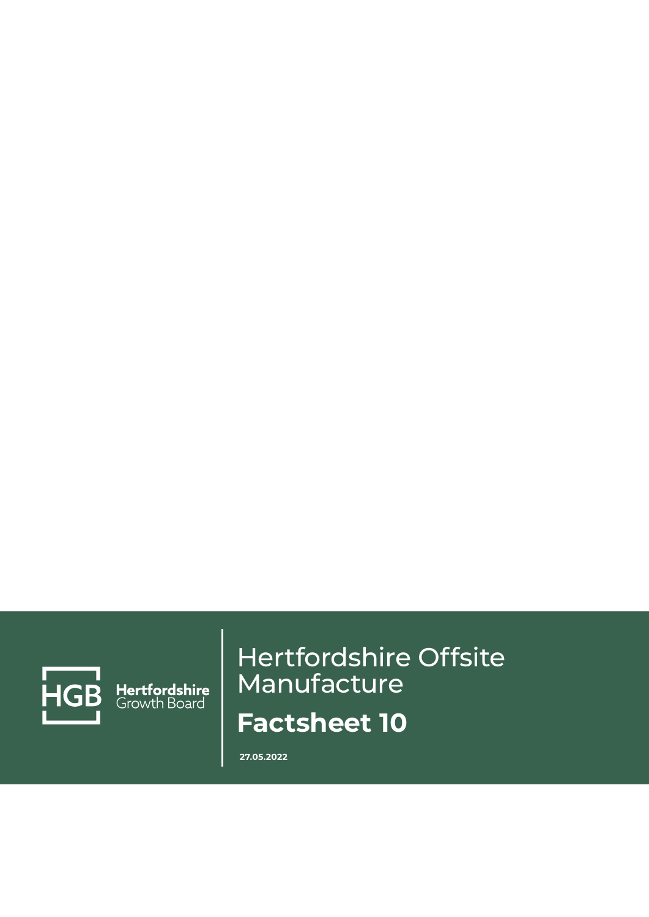HGB Hertfordshire Growth Board

# Hertfordshire Offsite Manufacture

## Factsheet 10

**27.05.2022**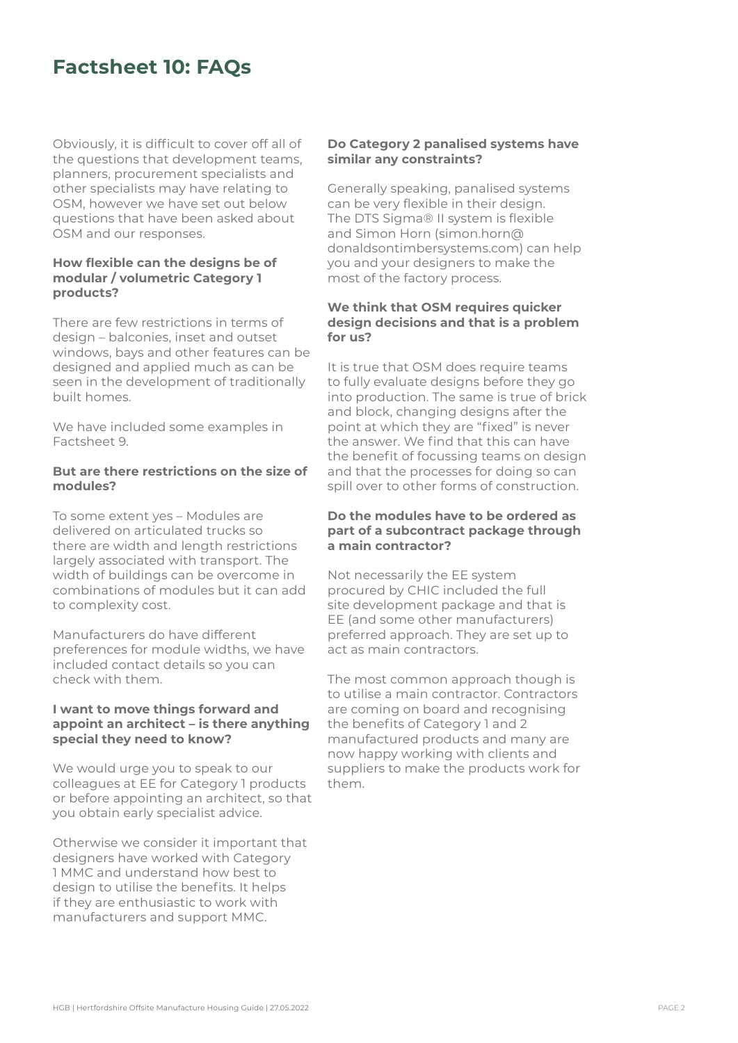# Factsheet 10: FAQs

Obviously, it is difficult to cover off all of the questions that development teams, planners, procurement specialists and other specialists may have relating to OSM, however we have set out below questions that have been asked about OSM and our responses.

**How flexible can the designs be of modular / volumetric Category 1 products?**

There are few restrictions in terms of design – balconies, inset and outset windows, bays and other features can be designed and applied much as can be seen in the development of traditionally built homes.

We have included some examples in Factsheet 9.

**But are there restrictions on the size of modules?**

To some extent yes – Modules are delivered on articulated trucks so there are width and length restrictions largely associated with transport. The width of buildings can be overcome in combinations of modules but it can add to complexity cost.

Manufacturers do have different preferences for module widths, we have included contact details so you can check with them.

**I want to move things forward and appoint an architect – is there anything special they need to know?**

We would urge you to speak to our colleagues at EE for Category 1 products or before appointing an architect, so that you obtain early specialist advice.

Otherwise we consider it important that designers have worked with Category 1 MMC and understand how best to design to utilise the benefits. It helps if they are enthusiastic to work with manufacturers and support MMC.

**Do Category 2 panalised systems have similar any constraints?**

Generally speaking, panalised systems can be very flexible in their design. The DTS Sigma® II system is flexible and Simon Horn (simon.horn@donaldsontimbersystems.com) can help you and your designers to make the most of the factory process.

**We think that OSM requires quicker design decisions and that is a problem for us?**

It is true that OSM does require teams to fully evaluate designs before they go into production. The same is true of brick and block, changing designs after the point at which they are "fixed" is never the answer. We find that this can have the benefit of focussing teams on design and that the processes for doing so can spill over to other forms of construction.

**Do the modules have to be ordered as part of a subcontract package through a main contractor?**

Not necessarily the EE system procured by CHIC included the full site development package and that is EE (and some other manufacturers) preferred approach. They are set up to act as main contractors.

The most common approach though is to utilise a main contractor. Contractors are coming on board and recognising the benefits of Category 1 and 2 manufactured products and many are now happy working with clients and suppliers to make the products work for them.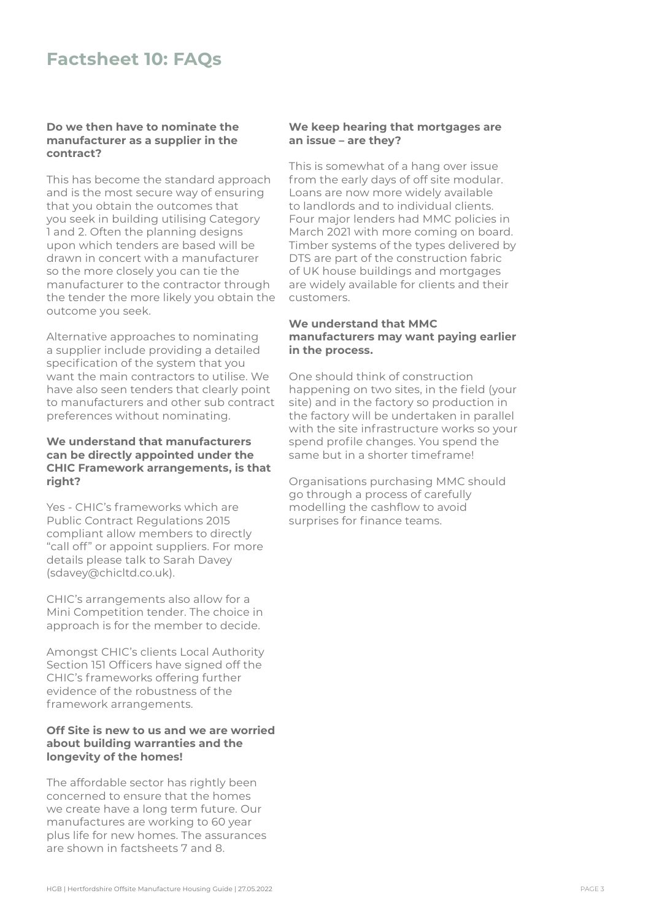# Factsheet 10: FAQs

**Do we then have to nominate the manufacturer as a supplier in the contract?**

This has become the standard approach and is the most secure way of ensuring that you obtain the outcomes that you seek in building utilising Category 1 and 2. Often the planning designs upon which tenders are based will be drawn in concert with a manufacturer so the more closely you can tie the manufacturer to the contractor through the tender the more likely you obtain the outcome you seek.

Alternative approaches to nominating a supplier include providing a detailed specification of the system that you want the main contractors to utilise. We have also seen tenders that clearly point to manufacturers and other sub contract preferences without nominating.

**We understand that manufacturers can be directly appointed under the CHIC Framework arrangements, is that right?**

Yes - CHIC's frameworks which are Public Contract Regulations 2015 compliant allow members to directly "call off" or appoint suppliers. For more details please talk to Sarah Davey (sdavey@chicltd.co.uk).

CHIC's arrangements also allow for a Mini Competition tender. The choice in approach is for the member to decide.

Amongst CHIC's clients Local Authority Section 151 Officers have signed off the CHIC's frameworks offering further evidence of the robustness of the framework arrangements.

**Off Site is new to us and we are worried about building warranties and the longevity of the homes!**

The affordable sector has rightly been concerned to ensure that the homes we create have a long term future. Our manufactures are working to 60 year plus life for new homes. The assurances are shown in factsheets 7 and 8.

**We keep hearing that mortgages are an issue – are they?**

This is somewhat of a hang over issue from the early days of off site modular. Loans are now more widely available to landlords and to individual clients. Four major lenders had MMC policies in March 2021 with more coming on board. Timber systems of the types delivered by DTS are part of the construction fabric of UK house buildings and mortgages are widely available for clients and their customers.

**We understand that MMC manufacturers may want paying earlier in the process.**

One should think of construction happening on two sites, in the field (your site) and in the factory so production in the factory will be undertaken in parallel with the site infrastructure works so your spend profile changes. You spend the same but in a shorter timeframe!

Organisations purchasing MMC should go through a process of carefully modelling the cashflow to avoid surprises for finance teams.